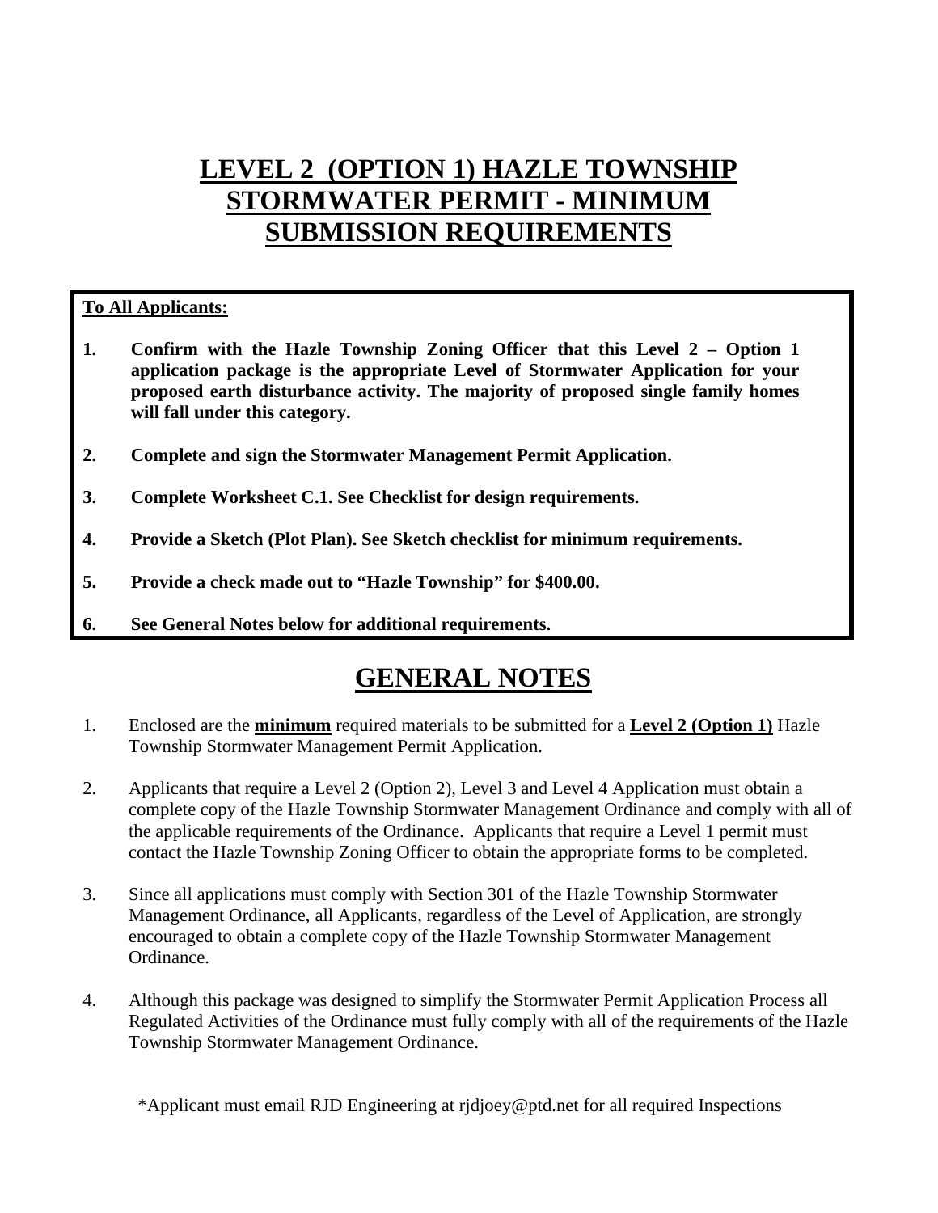# LEVEL 2 (OPTION 1) HAZLE TOWNSHIP STORMWATER PERMIT - MINIMUM SUBMISSION REQUIREMENTS

**To All Applicants:**

1. **Confirm with the Hazle Township Zoning Officer that this Level 2 – Option 1 application package is the appropriate Level of Stormwater Application for your proposed earth disturbance activity. The majority of proposed single family homes will fall under this category.**

2. **Complete and sign the Stormwater Management Permit Application.**

3. **Complete Worksheet C.1. See Checklist for design requirements.**

4. **Provide a Sketch (Plot Plan). See Sketch checklist for minimum requirements.**

5. **Provide a check made out to "Hazle Township" for $400.00.**

6. **See General Notes below for additional requirements.**

## GENERAL NOTES

1. Enclosed are the **minimum** required materials to be submitted for a **Level 2 (Option 1)** Hazle Township Stormwater Management Permit Application.

2. Applicants that require a Level 2 (Option 2), Level 3 and Level 4 Application must obtain a complete copy of the Hazle Township Stormwater Management Ordinance and comply with all of the applicable requirements of the Ordinance. Applicants that require a Level 1 permit must contact the Hazle Township Zoning Officer to obtain the appropriate forms to be completed.

3. Since all applications must comply with Section 301 of the Hazle Township Stormwater Management Ordinance, all Applicants, regardless of the Level of Application, are strongly encouraged to obtain a complete copy of the Hazle Township Stormwater Management Ordinance.

4. Although this package was designed to simplify the Stormwater Permit Application Process all Regulated Activities of the Ordinance must fully comply with all of the requirements of the Hazle Township Stormwater Management Ordinance.

*Applicant must email RJD Engineering at rjdjoey@ptd.net for all required Inspections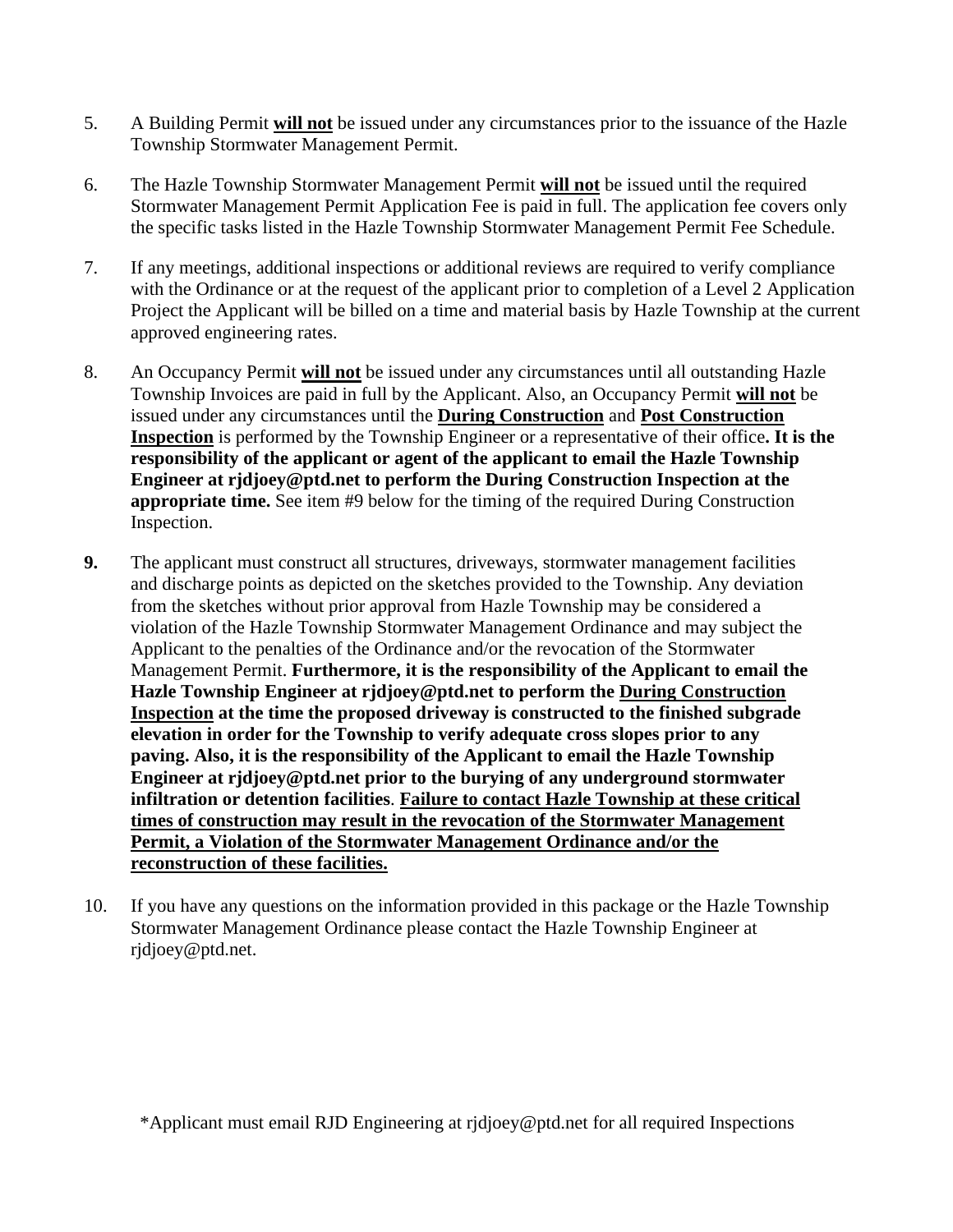5. A Building Permit **<u>will not</u>** be issued under any circumstances prior to the issuance of the Hazle Township Stormwater Management Permit.

6. The Hazle Township Stormwater Management Permit **<u>will not</u>** be issued until the required Stormwater Management Permit Application Fee is paid in full. The application fee covers only the specific tasks listed in the Hazle Township Stormwater Management Permit Fee Schedule.

7. If any meetings, additional inspections or additional reviews are required to verify compliance with the Ordinance or at the request of the applicant prior to completion of a Level 2 Application Project the Applicant will be billed on a time and material basis by Hazle Township at the current approved engineering rates.

8. An Occupancy Permit **<u>will not</u>** be issued under any circumstances until all outstanding Hazle Township Invoices are paid in full by the Applicant. Also, an Occupancy Permit **<u>will not</u>** be issued under any circumstances until the **<u>During Construction</u>** and **<u>Post Construction Inspection</u>** is performed by the Township Engineer or a representative of their office**. It is the responsibility of the applicant or agent of the applicant to email the Hazle Township Engineer at rjdjoey@ptd.net to perform the During Construction Inspection at the appropriate time.** See item #9 below for the timing of the required During Construction Inspection.

**9.** The applicant must construct all structures, driveways, stormwater management facilities and discharge points as depicted on the sketches provided to the Township. Any deviation from the sketches without prior approval from Hazle Township may be considered a violation of the Hazle Township Stormwater Management Ordinance and may subject the Applicant to the penalties of the Ordinance and/or the revocation of the Stormwater Management Permit. **Furthermore, it is the responsibility of the Applicant to email the Hazle Township Engineer at rjdjoey@ptd.net to perform the <u>During Construction Inspection</u> at the time the proposed driveway is constructed to the finished subgrade elevation in order for the Township to verify adequate cross slopes prior to any paving. Also, it is the responsibility of the Applicant to email the Hazle Township Engineer at rjdjoey@ptd.net prior to the burying of any underground stormwater infiltration or detention facilities**. **<u>Failure to contact Hazle Township at these critical times of construction may result in the revocation of the Stormwater Management Permit, a Violation of the Stormwater Management Ordinance and/or the reconstruction of these facilities.</u>**

10. If you have any questions on the information provided in this package or the Hazle Township Stormwater Management Ordinance please contact the Hazle Township Engineer at rjdjoey@ptd.net.

*Applicant must email RJD Engineering at rjdjoey@ptd.net for all required Inspections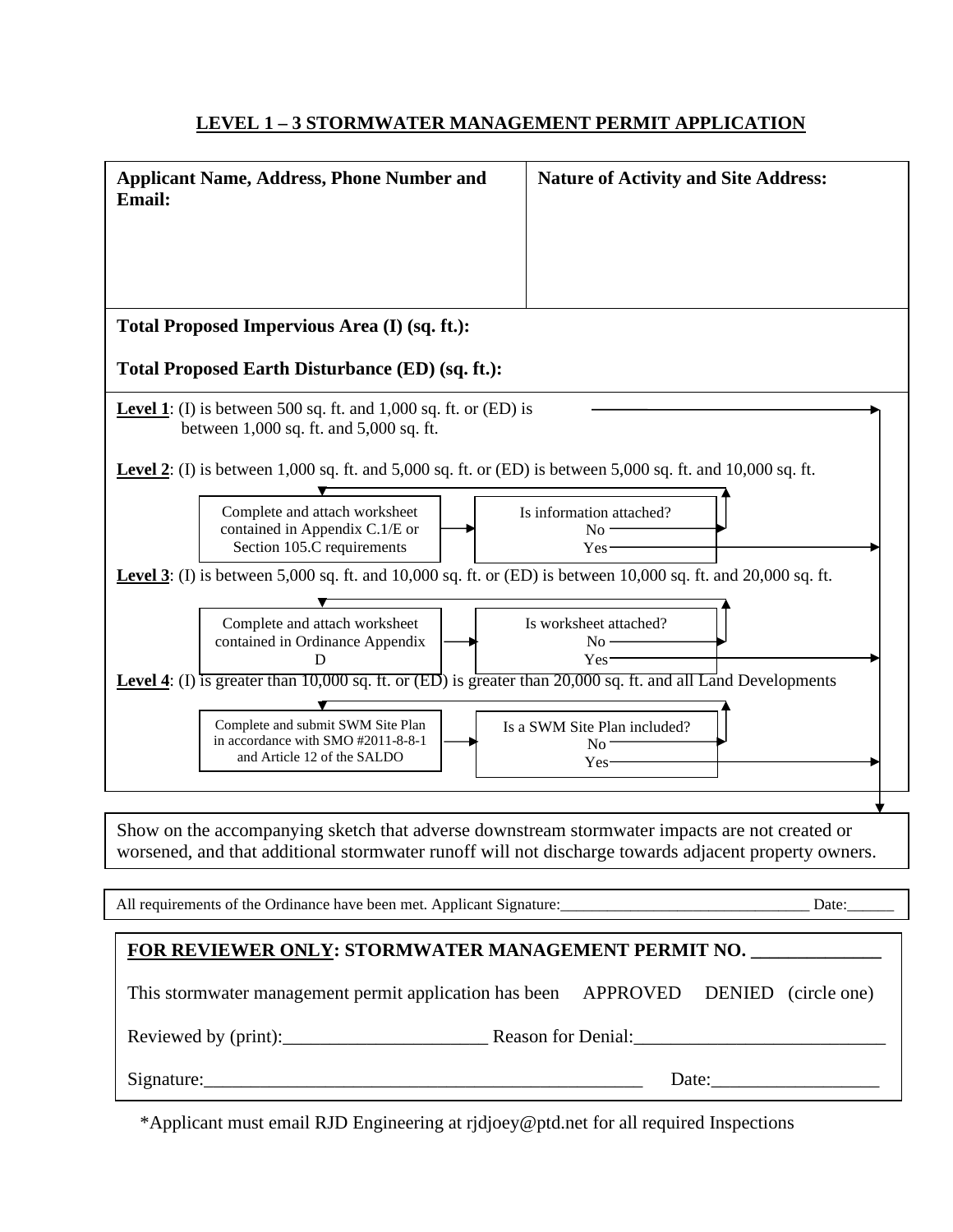## LEVEL 1 – 3 STORMWATER MANAGEMENT PERMIT APPLICATION

| **Applicant Name, Address, Phone Number and Email:** | **Nature of Activity and Site Address:** |
|---|---|
| | |

**Total Proposed Impervious Area (I) (sq. ft.):**

**Total Proposed Earth Disturbance (ED) (sq. ft.):**

**Level 1**: (I) is between 500 sq. ft. and 1,000 sq. ft. or (ED) is between 1,000 sq. ft. and 5,000 sq. ft.

**Level 2**: (I) is between 1,000 sq. ft. and 5,000 sq. ft. or (ED) is between 5,000 sq. ft. and 10,000 sq. ft.

- Complete and attach worksheet contained in Appendix C.1/E or Section 105.C requirements
- Is information attached? No / Yes

**Level 3**: (I) is between 5,000 sq. ft. and 10,000 sq. ft. or (ED) is between 10,000 sq. ft. and 20,000 sq. ft.

- Complete and attach worksheet contained in Ordinance Appendix D
- Is worksheet attached? No / Yes

**Level 4**: (I) is greater than 10,000 sq. ft. or (ED) is greater than 20,000 sq. ft. and all Land Developments

- Complete and submit SWM Site Plan in accordance with SMO #2011-8-8-1 and Article 12 of the SALDO
- Is a SWM Site Plan included? No / Yes

Show on the accompanying sketch that adverse downstream stormwater impacts are not created or worsened, and that additional stormwater runoff will not discharge towards adjacent property owners.

All requirements of the Ordinance have been met. Applicant Signature:________________________________ Date:______

**FOR REVIEWER ONLY: STORMWATER MANAGEMENT PERMIT NO. _____________**

This stormwater management permit application has been APPROVED DENIED (circle one)

Reviewed by (print):______________________ Reason for Denial:___________________________

Signature:________________________________________________ Date:_________________

*Applicant must email RJD Engineering at rjdjoey@ptd.net for all required Inspections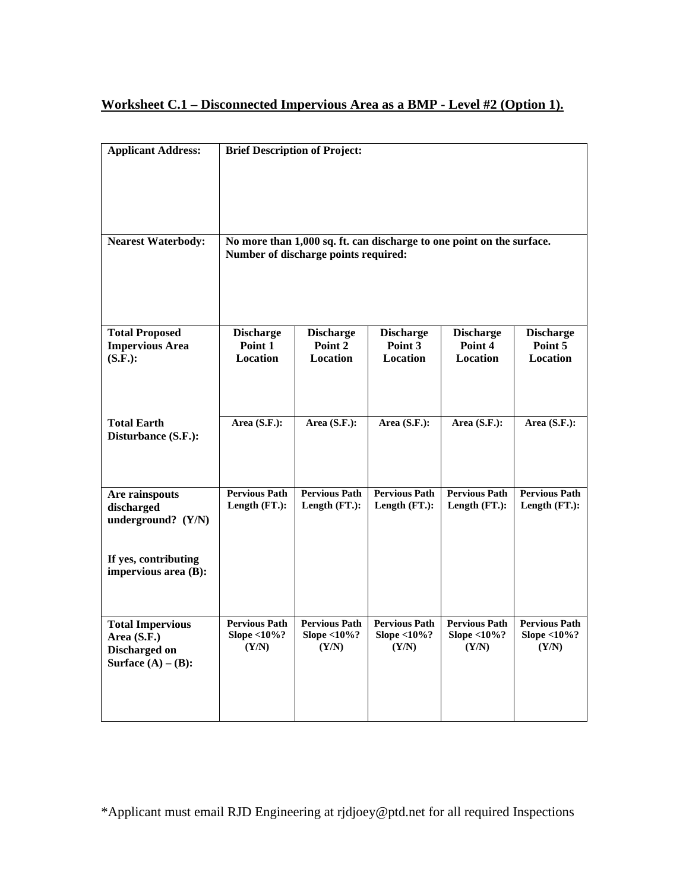## Worksheet C.1 – Disconnected Impervious Area as a BMP - Level #2 (Option 1).

| **Applicant Address:** | **Brief Description of Project:** | | | | |
|---|---|---|---|---|---|
| **Nearest Waterbody:** | **No more than 1,000 sq. ft. can discharge to one point on the surface. Number of discharge points required:** | | | | |
| **Total Proposed Impervious Area (S.F.):** | **Discharge Point 1 Location** | **Discharge Point 2 Location** | **Discharge Point 3 Location** | **Discharge Point 4 Location** | **Discharge Point 5 Location** |
| **Total Earth Disturbance (S.F.):** | **Area (S.F.):** | **Area (S.F.):** | **Area (S.F.):** | **Area (S.F.):** | **Area (S.F.):** |
| **Are rainspouts discharged underground? (Y/N)**<br><br>**If yes, contributing impervious area (B):** | **Pervious Path Length (FT.):** | **Pervious Path Length (FT.):** | **Pervious Path Length (FT.):** | **Pervious Path Length (FT.):** | **Pervious Path Length (FT.):** |
| **Total Impervious Area (S.F.) Discharged on Surface (A) – (B):** | **Pervious Path Slope <10%? (Y/N)** | **Pervious Path Slope <10%? (Y/N)** | **Pervious Path Slope <10%? (Y/N)** | **Pervious Path Slope <10%? (Y/N)** | **Pervious Path Slope <10%? (Y/N)** |

*Applicant must email RJD Engineering at rjdjoey@ptd.net for all required Inspections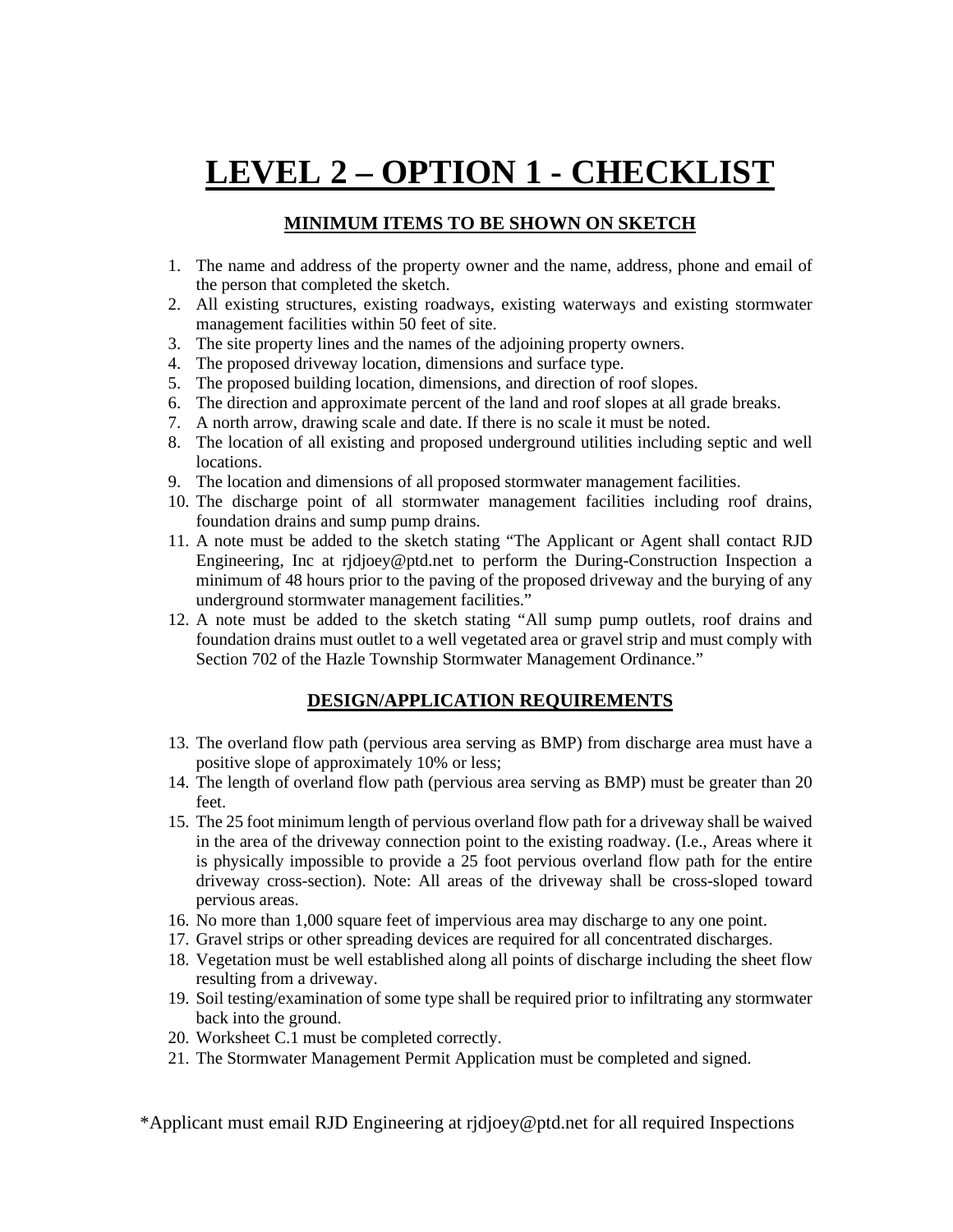# LEVEL 2 – OPTION 1 - CHECKLIST

## MINIMUM ITEMS TO BE SHOWN ON SKETCH

1. The name and address of the property owner and the name, address, phone and email of the person that completed the sketch.
2. All existing structures, existing roadways, existing waterways and existing stormwater management facilities within 50 feet of site.
3. The site property lines and the names of the adjoining property owners.
4. The proposed driveway location, dimensions and surface type.
5. The proposed building location, dimensions, and direction of roof slopes.
6. The direction and approximate percent of the land and roof slopes at all grade breaks.
7. A north arrow, drawing scale and date. If there is no scale it must be noted.
8. The location of all existing and proposed underground utilities including septic and well locations.
9. The location and dimensions of all proposed stormwater management facilities.
10. The discharge point of all stormwater management facilities including roof drains, foundation drains and sump pump drains.
11. A note must be added to the sketch stating "The Applicant or Agent shall contact RJD Engineering, Inc at rjdjoey@ptd.net to perform the During-Construction Inspection a minimum of 48 hours prior to the paving of the proposed driveway and the burying of any underground stormwater management facilities."
12. A note must be added to the sketch stating "All sump pump outlets, roof drains and foundation drains must outlet to a well vegetated area or gravel strip and must comply with Section 702 of the Hazle Township Stormwater Management Ordinance."

## DESIGN/APPLICATION REQUIREMENTS

13. The overland flow path (pervious area serving as BMP) from discharge area must have a positive slope of approximately 10% or less;
14. The length of overland flow path (pervious area serving as BMP) must be greater than 20 feet.
15. The 25 foot minimum length of pervious overland flow path for a driveway shall be waived in the area of the driveway connection point to the existing roadway. (I.e., Areas where it is physically impossible to provide a 25 foot pervious overland flow path for the entire driveway cross-section). Note: All areas of the driveway shall be cross-sloped toward pervious areas.
16. No more than 1,000 square feet of impervious area may discharge to any one point.
17. Gravel strips or other spreading devices are required for all concentrated discharges.
18. Vegetation must be well established along all points of discharge including the sheet flow resulting from a driveway.
19. Soil testing/examination of some type shall be required prior to infiltrating any stormwater back into the ground.
20. Worksheet C.1 must be completed correctly.
21. The Stormwater Management Permit Application must be completed and signed.

*Applicant must email RJD Engineering at rjdjoey@ptd.net for all required Inspections